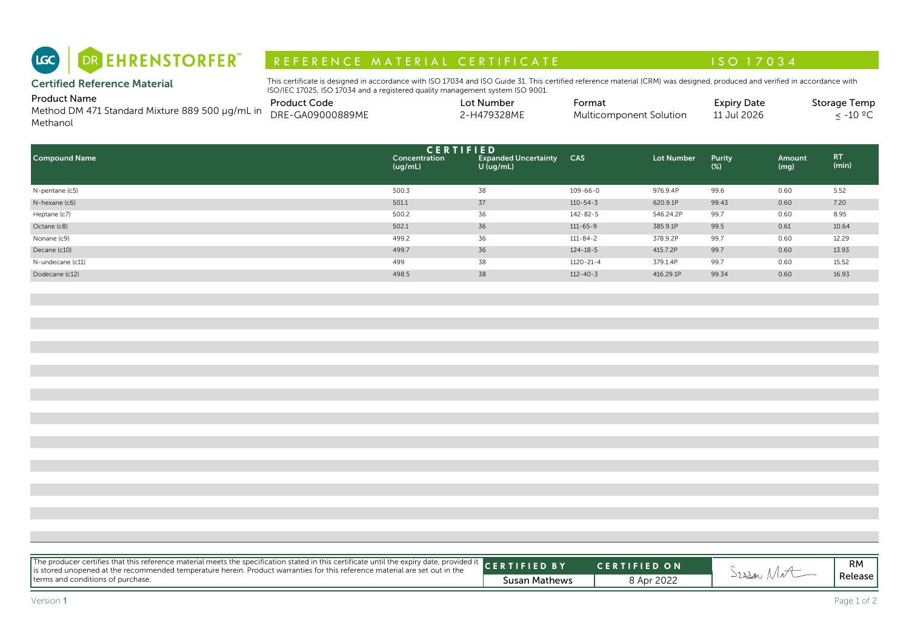LGC | DR EHRENSTORFER™

# REFERENCE MATERIAL CERTIFICATE — ISO 17034

## Certified Reference Material

This certificate is designed in accordance with ISO 17034 and ISO Guide 31. This certified reference material (CRM) was designed, produced and verified in accordance with ISO/IEC 17025, ISO 17034 and a registered quality management system ISO 9001.

| Product Name | Product Code | Lot Number | Format | Expiry Date | Storage Temp |
|---|---|---|---|---|---|
| Method DM 471 Standard Mixture 889 500 µg/mL in Methanol | DRE-GA09000889ME | 2-H479328ME | Multicomponent Solution | 11 Jul 2026 | ≤ -10 ºC |

| Compound Name | CERTIFIED Concentration (ug/mL) | Expanded Uncertainty U (ug/mL) | CAS | Lot Number | Purity (%) | Amount (mg) | RT (min) |
|---|---|---|---|---|---|---|---|
| N-pentane (c5) | 500.3 | 38 | 109-66-0 | 976.9.4P | 99.6 | 0.60 | 5.52 |
| N-hexane (c6) | 501.1 | 37 | 110-54-3 | 620.9.1P | 99.43 | 0.60 | 7.20 |
| Heptane (c7) | 500.2 | 36 | 142-82-5 | 546.24.2P | 99.7 | 0.60 | 8.95 |
| Octane (c8) | 502.1 | 36 | 111-65-9 | 385.9.1P | 99.5 | 0.61 | 10.64 |
| Nonane (c9) | 499.2 | 36 | 111-84-2 | 378.9.2P | 99.7 | 0.60 | 12.29 |
| Decane (c10) | 499.7 | 36 | 124-18-5 | 415.7.2P | 99.7 | 0.60 | 13.93 |
| N-undecane (c11) | 499 | 38 | 1120-21-4 | 379.1.4P | 99.7 | 0.60 | 15.52 |
| Dodecane (c12) | 498.5 | 38 | 112-40-3 | 416.29.1P | 99.34 | 0.60 | 16.93 |

The producer certifies that this reference material meets the specification stated in this certificate until the expiry date, provided it is stored unopened at the recommended temperature herein. Product warranties for this reference material are set out in the terms and conditions of purchase.

| CERTIFIED BY | CERTIFIED ON | | RM Release |
|---|---|---|---|
| Susan Mathews | 8 Apr 2022 | Susan Mat | |

Version 1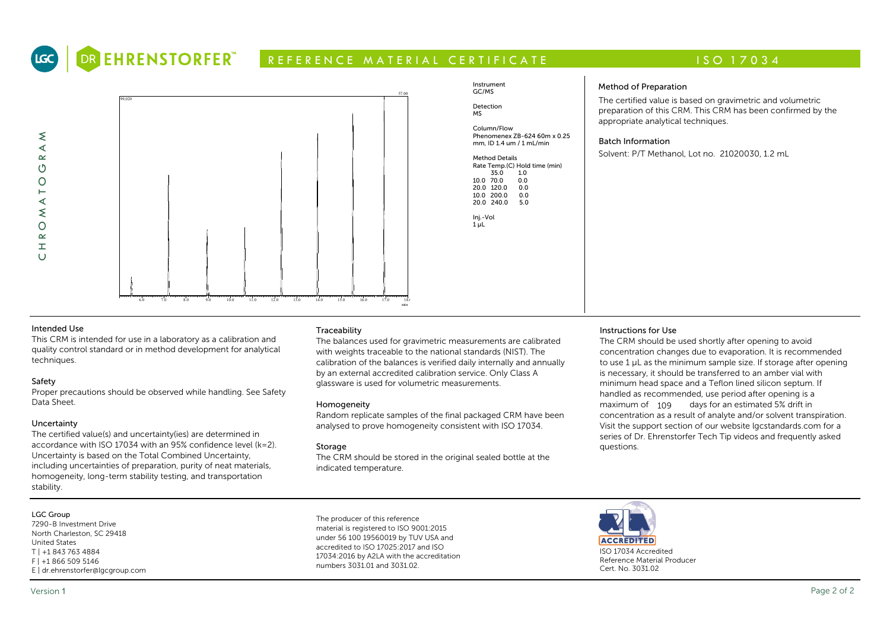# CHROMATOGRAM

99,020

57.00

6.0 7.0 8.0 9.0 10.0 11.0 12.0 13.0 14.0 15.0 16.0 17.0 18.0

min

Instrument
GC/MS

Detection
MS

Column/Flow
Phenomenex ZB-624 60m x 0.25 mm, ID 1.4 um / 1 mL/min

Method Details

| Rate | Temp.(C) | Hold time (min) |
|---|---|---|
| | 35.0 | 1.0 |
| 10.0 | 70.0 | 0.0 |
| 20.0 | 120.0 | 0.0 |
| 10.0 | 200.0 | 0.0 |
| 20.0 | 240.0 | 5.0 |

Inj.-Vol
1 µL

## Method of Preparation

The certified value is based on gravimetric and volumetric preparation of this CRM. This CRM has been confirmed by the appropriate analytical techniques.

## Batch Information

Solvent: P/T Methanol, Lot no. 21020030, 1.2 mL

## Intended Use

This CRM is intended for use in a laboratory as a calibration and quality control standard or in method development for analytical techniques.

## Safety

Proper precautions should be observed while handling. See Safety Data Sheet.

## Uncertainty

The certified value(s) and uncertainty(ies) are determined in accordance with ISO 17034 with an 95% confidence level (k=2). Uncertainty is based on the Total Combined Uncertainty, including uncertainties of preparation, purity of neat materials, homogeneity, long-term stability testing, and transportation stability.

## Traceability

The balances used for gravimetric measurements are calibrated with weights traceable to the national standards (NIST). The calibration of the balances is verified daily internally and annually by an external accredited calibration service. Only Class A glassware is used for volumetric measurements.

## Homogeneity

Random replicate samples of the final packaged CRM have been analysed to prove homogeneity consistent with ISO 17034.

## Storage

The CRM should be stored in the original sealed bottle at the indicated temperature.

## Instructions for Use

The CRM should be used shortly after opening to avoid concentration changes due to evaporation. It is recommended to use 1 µL as the minimum sample size. If storage after opening is necessary, it should be transferred to an amber vial with minimum head space and a Teflon lined silicon septum. If handled as recommended, use period after opening is a maximum of 109 days for an estimated 5% drift in concentration as a result of analyte and/or solvent transpiration. Visit the support section of our website lgcstandards.com for a series of Dr. Ehrenstorfer Tech Tip videos and frequently asked questions.

LGC Group
7290-B Investment Drive
North Charleston, SC 29418
United States
T | +1 843 763 4884
F | +1 866 509 5146
E | dr.ehrenstorfer@lgcgroup.com

The producer of this reference material is registered to ISO 9001:2015 under 56 100 19560019 by TUV USA and accredited to ISO 17025:2017 and ISO 17034:2016 by A2LA with the accreditation numbers 3031.01 and 3031.02.

ACCREDITED
ISO 17034 Accredited
Reference Material Producer
Cert. No. 3031.02

Version 1